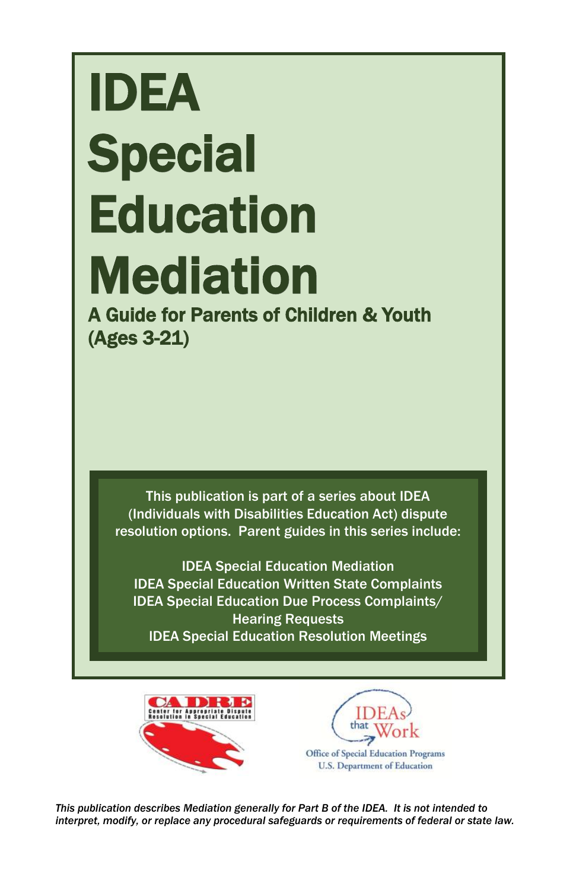# IDEA Special Education Mediation

## A Guide for Parents of Children & Youth (Ages 3-21)

This publication is part of a series about IDEA (Individuals with Disabilities Education Act) dispute resolution options. Parent guides in this series include:

IDEA Special Education Mediation
IDEA Special Education Written State Complaints
IDEA Special Education Due Process Complaints/ Hearing Requests
IDEA Special Education Resolution Meetings

CADRE Center for Appropriate Dispute Resolution in Special Education

IDEAs that Work
Office of Special Education Programs
U.S. Department of Education

*This publication describes Mediation generally for Part B of the IDEA. It is not intended to interpret, modify, or replace any procedural safeguards or requirements of federal or state law.*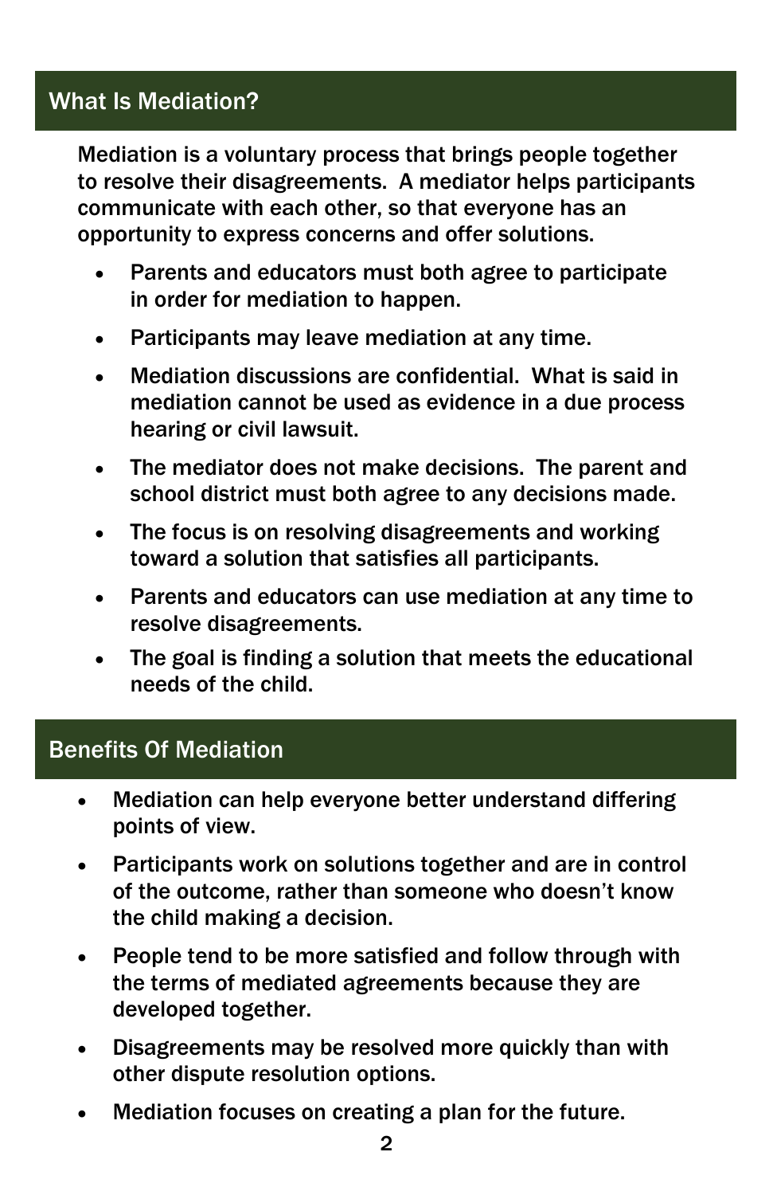## What Is Mediation?

Mediation is a voluntary process that brings people together to resolve their disagreements. A mediator helps participants communicate with each other, so that everyone has an opportunity to express concerns and offer solutions.

- Parents and educators must both agree to participate in order for mediation to happen.
- Participants may leave mediation at any time.
- Mediation discussions are confidential. What is said in mediation cannot be used as evidence in a due process hearing or civil lawsuit.
- The mediator does not make decisions. The parent and school district must both agree to any decisions made.
- The focus is on resolving disagreements and working toward a solution that satisfies all participants.
- Parents and educators can use mediation at any time to resolve disagreements.
- The goal is finding a solution that meets the educational needs of the child.

## Benefits Of Mediation

- Mediation can help everyone better understand differing points of view.
- Participants work on solutions together and are in control of the outcome, rather than someone who doesn't know the child making a decision.
- People tend to be more satisfied and follow through with the terms of mediated agreements because they are developed together.
- Disagreements may be resolved more quickly than with other dispute resolution options.
- Mediation focuses on creating a plan for the future.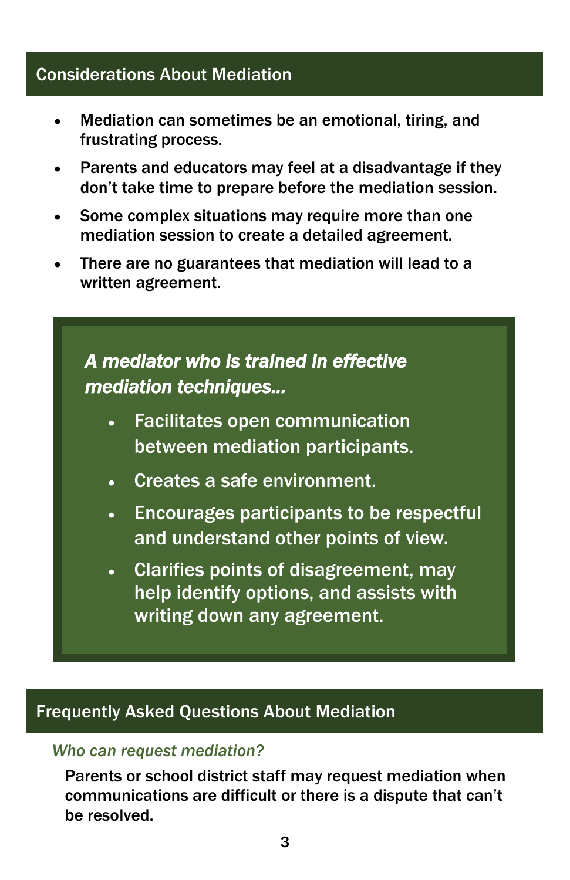## Considerations About Mediation

- Mediation can sometimes be an emotional, tiring, and frustrating process.
- Parents and educators may feel at a disadvantage if they don't take time to prepare before the mediation session.
- Some complex situations may require more than one mediation session to create a detailed agreement.
- There are no guarantees that mediation will lead to a written agreement.

***A mediator who is trained in effective mediation techniques…***

- Facilitates open communication between mediation participants.
- Creates a safe environment.
- Encourages participants to be respectful and understand other points of view.
- Clarifies points of disagreement, may help identify options, and assists with writing down any agreement.

## Frequently Asked Questions About Mediation

*Who can request mediation?*

Parents or school district staff may request mediation when communications are difficult or there is a dispute that can't be resolved.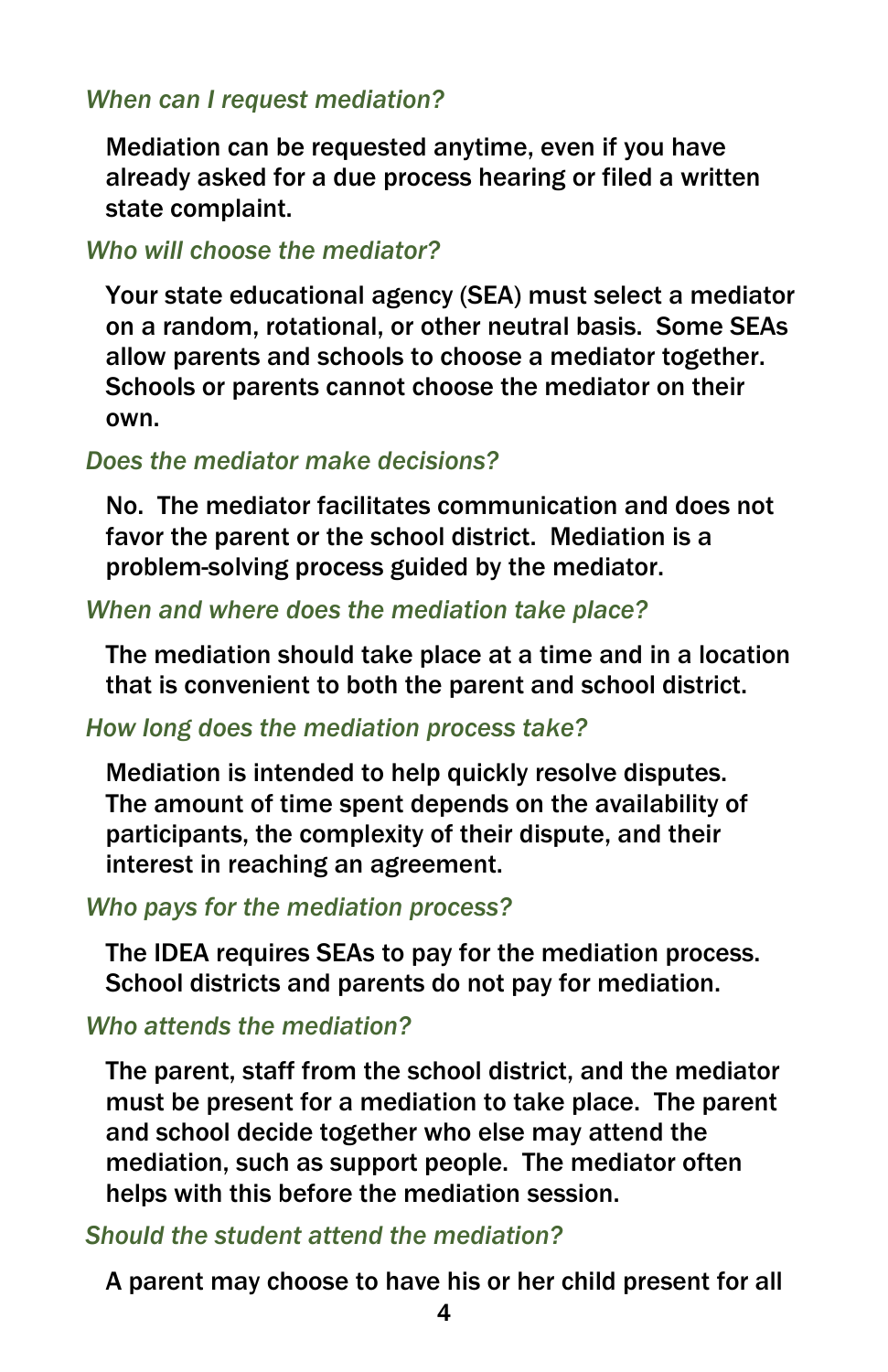*When can I request mediation?*

Mediation can be requested anytime, even if you have already asked for a due process hearing or filed a written state complaint.

*Who will choose the mediator?*

Your state educational agency (SEA) must select a mediator on a random, rotational, or other neutral basis. Some SEAs allow parents and schools to choose a mediator together. Schools or parents cannot choose the mediator on their own.

*Does the mediator make decisions?*

No. The mediator facilitates communication and does not favor the parent or the school district. Mediation is a problem-solving process guided by the mediator.

*When and where does the mediation take place?*

The mediation should take place at a time and in a location that is convenient to both the parent and school district.

*How long does the mediation process take?*

Mediation is intended to help quickly resolve disputes. The amount of time spent depends on the availability of participants, the complexity of their dispute, and their interest in reaching an agreement.

*Who pays for the mediation process?*

The IDEA requires SEAs to pay for the mediation process. School districts and parents do not pay for mediation.

*Who attends the mediation?*

The parent, staff from the school district, and the mediator must be present for a mediation to take place. The parent and school decide together who else may attend the mediation, such as support people. The mediator often helps with this before the mediation session.

*Should the student attend the mediation?*

A parent may choose to have his or her child present for all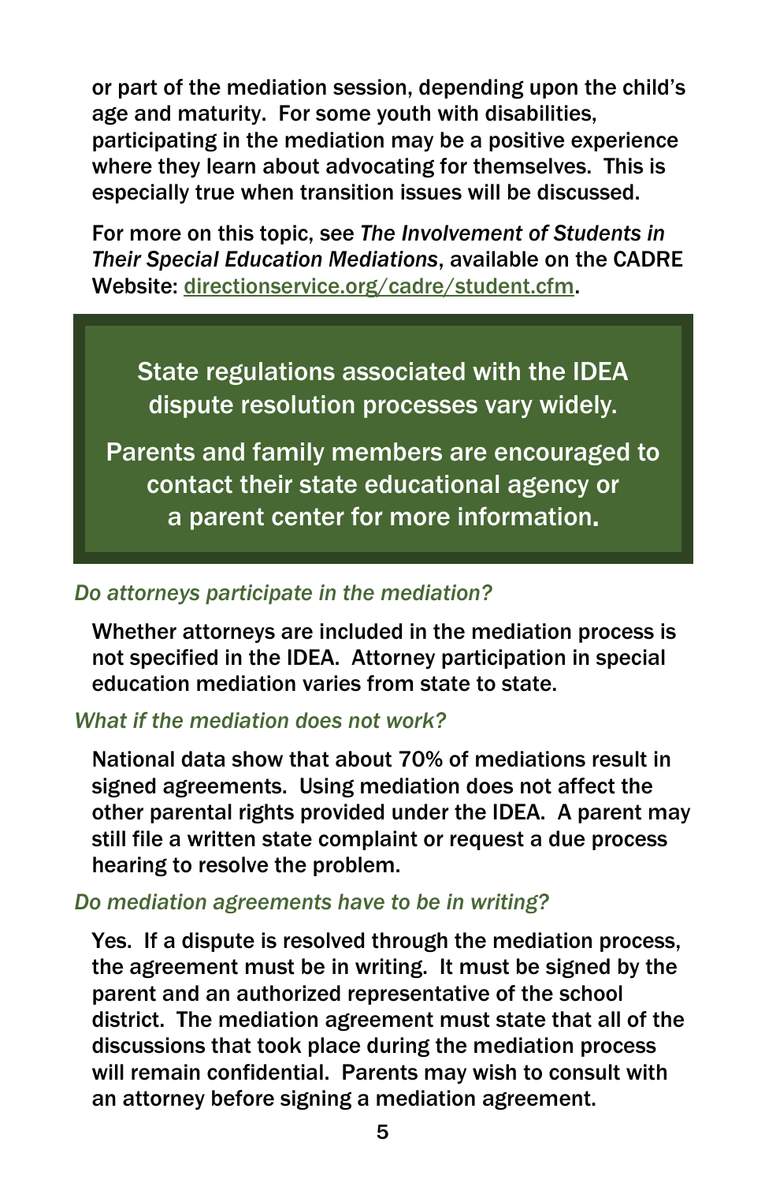or part of the mediation session, depending upon the child's age and maturity. For some youth with disabilities, participating in the mediation may be a positive experience where they learn about advocating for themselves. This is especially true when transition issues will be discussed.

For more on this topic, see *The Involvement of Students in Their Special Education Mediations*, available on the CADRE Website: directionservice.org/cadre/student.cfm.

> State regulations associated with the IDEA dispute resolution processes vary widely.
>
> Parents and family members are encouraged to contact their state educational agency or a parent center for more information.

### *Do attorneys participate in the mediation?*

Whether attorneys are included in the mediation process is not specified in the IDEA. Attorney participation in special education mediation varies from state to state.

### *What if the mediation does not work?*

National data show that about 70% of mediations result in signed agreements. Using mediation does not affect the other parental rights provided under the IDEA. A parent may still file a written state complaint or request a due process hearing to resolve the problem.

### *Do mediation agreements have to be in writing?*

Yes. If a dispute is resolved through the mediation process, the agreement must be in writing. It must be signed by the parent and an authorized representative of the school district. The mediation agreement must state that all of the discussions that took place during the mediation process will remain confidential. Parents may wish to consult with an attorney before signing a mediation agreement.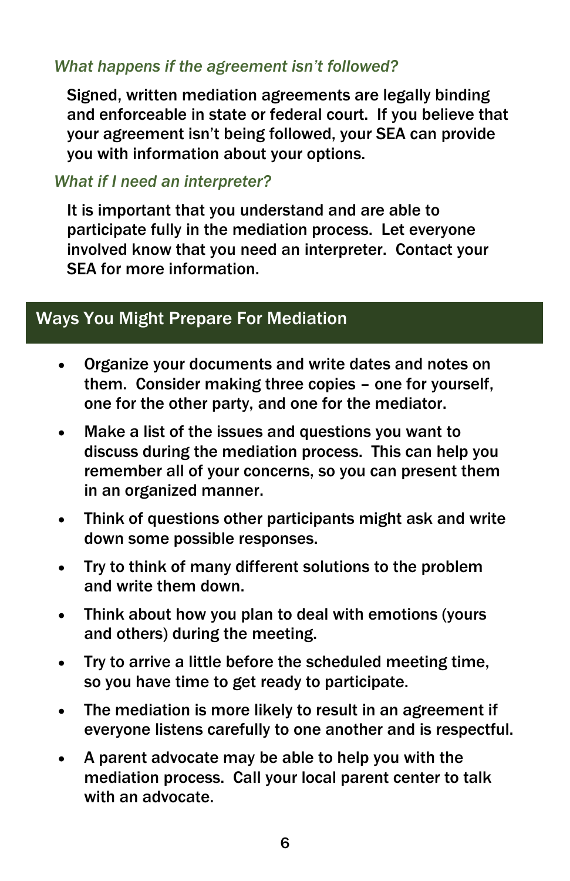### *What happens if the agreement isn't followed?*

Signed, written mediation agreements are legally binding and enforceable in state or federal court. If you believe that your agreement isn't being followed, your SEA can provide you with information about your options.

### *What if I need an interpreter?*

It is important that you understand and are able to participate fully in the mediation process. Let everyone involved know that you need an interpreter. Contact your SEA for more information.

## Ways You Might Prepare For Mediation

- Organize your documents and write dates and notes on them. Consider making three copies – one for yourself, one for the other party, and one for the mediator.
- Make a list of the issues and questions you want to discuss during the mediation process. This can help you remember all of your concerns, so you can present them in an organized manner.
- Think of questions other participants might ask and write down some possible responses.
- Try to think of many different solutions to the problem and write them down.
- Think about how you plan to deal with emotions (yours and others) during the meeting.
- Try to arrive a little before the scheduled meeting time, so you have time to get ready to participate.
- The mediation is more likely to result in an agreement if everyone listens carefully to one another and is respectful.
- A parent advocate may be able to help you with the mediation process. Call your local parent center to talk with an advocate.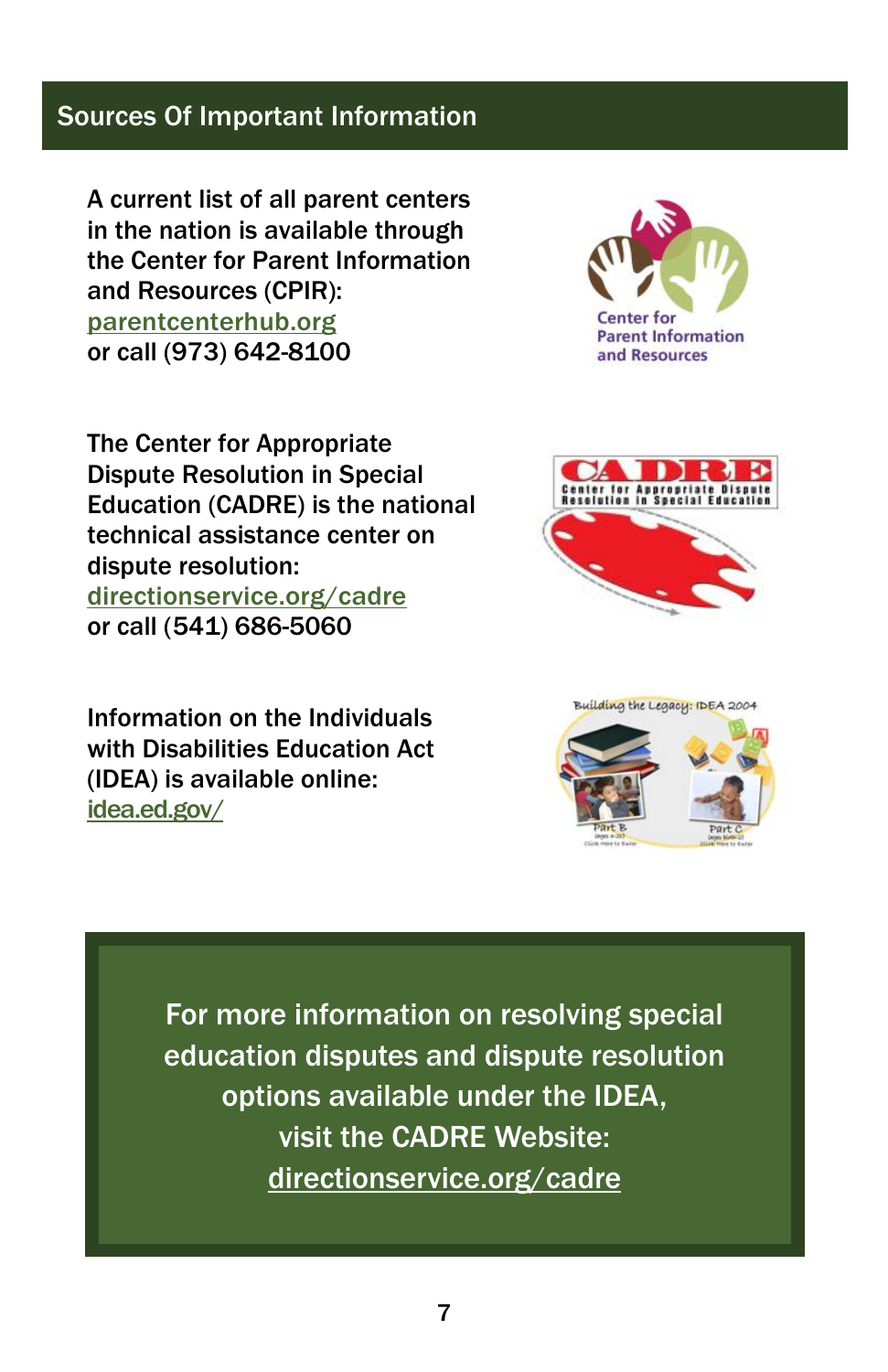## Sources Of Important Information

A current list of all parent centers in the nation is available through the Center for Parent Information and Resources (CPIR): parentcenterhub.org
or call (973) 642-8100

The Center for Appropriate Dispute Resolution in Special Education (CADRE) is the national technical assistance center on dispute resolution: directionservice.org/cadre
or call (541) 686-5060

Information on the Individuals with Disabilities Education Act (IDEA) is available online: idea.ed.gov/

For more information on resolving special education disputes and dispute resolution options available under the IDEA, visit the CADRE Website: directionservice.org/cadre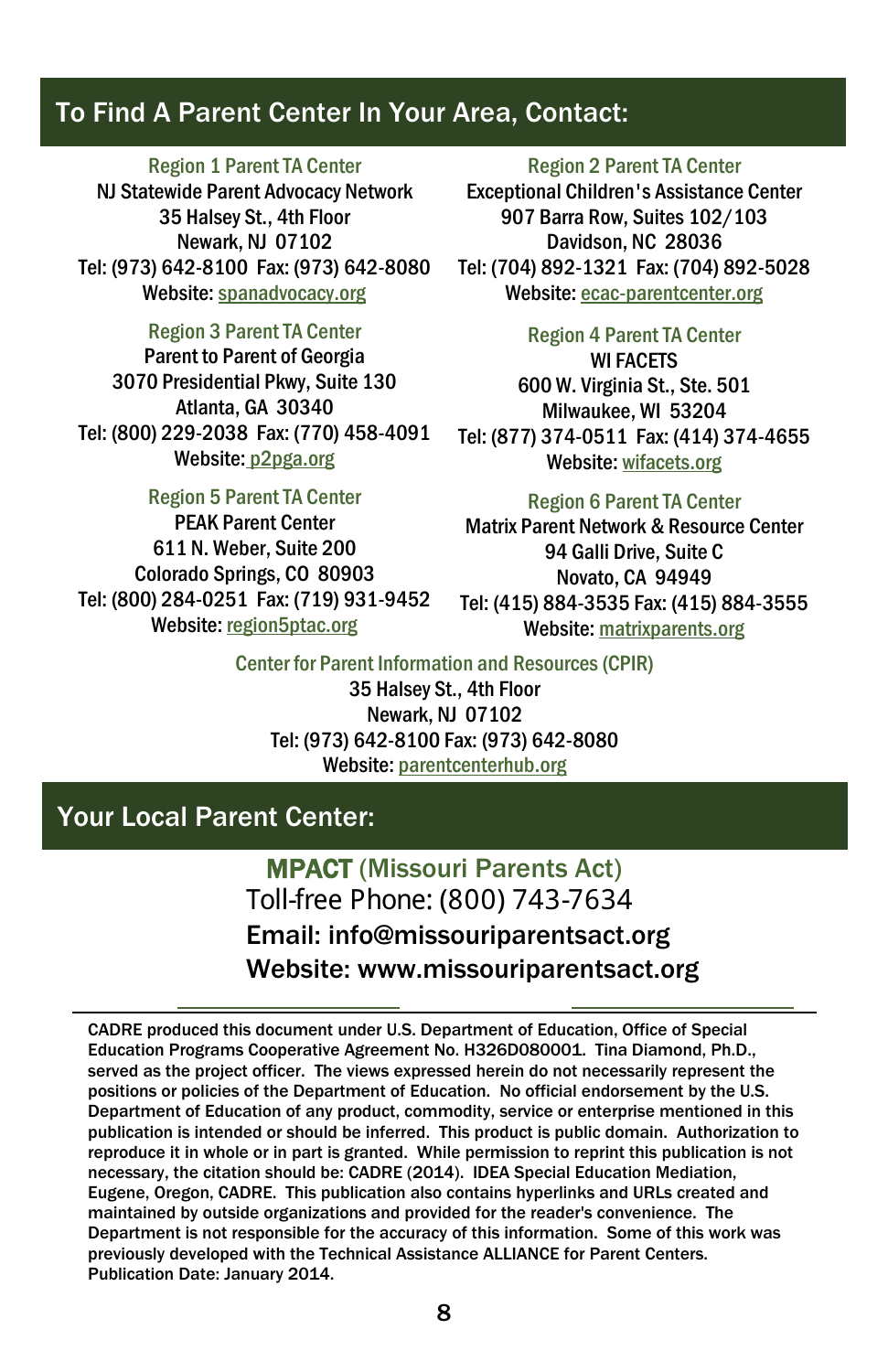## To Find A Parent Center In Your Area, Contact:

**Region 1 Parent TA Center**
NJ Statewide Parent Advocacy Network
35 Halsey St., 4th Floor
Newark, NJ 07102
Tel: (973) 642-8100 Fax: (973) 642-8080
Website: spanadvocacy.org

**Region 2 Parent TA Center**
Exceptional Children's Assistance Center
907 Barra Row, Suites 102/103
Davidson, NC 28036
Tel: (704) 892-1321 Fax: (704) 892-5028
Website: ecac-parentcenter.org

**Region 3 Parent TA Center**
Parent to Parent of Georgia
3070 Presidential Pkwy, Suite 130
Atlanta, GA 30340
Tel: (800) 229-2038 Fax: (770) 458-4091
Website: p2pga.org

**Region 4 Parent TA Center**
WI FACETS
600 W. Virginia St., Ste. 501
Milwaukee, WI 53204
Tel: (877) 374-0511 Fax: (414) 374-4655
Website: wifacets.org

**Region 5 Parent TA Center**
PEAK Parent Center
611 N. Weber, Suite 200
Colorado Springs, CO 80903
Tel: (800) 284-0251 Fax: (719) 931-9452
Website: region5ptac.org

**Region 6 Parent TA Center**
Matrix Parent Network & Resource Center
94 Galli Drive, Suite C
Novato, CA 94949
Tel: (415) 884-3535 Fax: (415) 884-3555
Website: matrixparents.org

**Center for Parent Information and Resources (CPIR)**
35 Halsey St., 4th Floor
Newark, NJ 07102
Tel: (973) 642-8100 Fax: (973) 642-8080
Website: parentcenterhub.org

## Your Local Parent Center:

**MPACT** (Missouri Parents Act)
Toll-free Phone: (800) 743-7634
Email: info@missouriparentsact.org
Website: www.missouriparentsact.org

CADRE produced this document under U.S. Department of Education, Office of Special Education Programs Cooperative Agreement No. H326D080001. Tina Diamond, Ph.D., served as the project officer. The views expressed herein do not necessarily represent the positions or policies of the Department of Education. No official endorsement by the U.S. Department of Education of any product, commodity, service or enterprise mentioned in this publication is intended or should be inferred. This product is public domain. Authorization to reproduce it in whole or in part is granted. While permission to reprint this publication is not necessary, the citation should be: CADRE (2014). IDEA Special Education Mediation, Eugene, Oregon, CADRE. This publication also contains hyperlinks and URLs created and maintained by outside organizations and provided for the reader's convenience. The Department is not responsible for the accuracy of this information. Some of this work was previously developed with the Technical Assistance ALLIANCE for Parent Centers. Publication Date: January 2014.